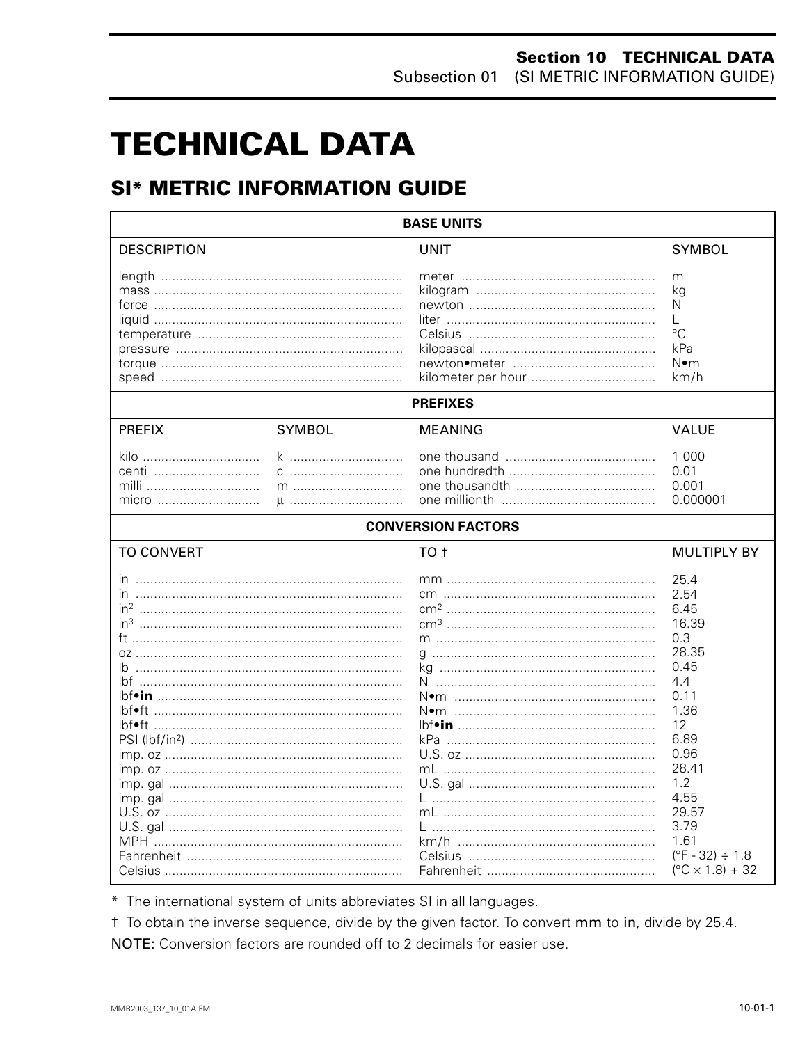# TECHNICAL DATA

## SI* METRIC INFORMATION GUIDE

| BASE UNITS | | |
|---|---|---|
| DESCRIPTION | UNIT | SYMBOL |
| length | meter | m |
| mass | kilogram | kg |
| force | newton | N |
| liquid | liter | L |
| temperature | Celsius | °C |
| pressure | kilopascal | kPa |
| torque | newton•meter | N•m |
| speed | kilometer per hour | km/h |

| PREFIXES | | | |
|---|---|---|---|
| PREFIX | SYMBOL | MEANING | VALUE |
| kilo | k | one thousand | 1 000 |
| centi | c | one hundredth | 0.01 |
| milli | m | one thousandth | 0.001 |
| micro | µ | one millionth | 0.000001 |

| CONVERSION FACTORS | | |
|---|---|---|
| TO CONVERT | TO † | MULTIPLY BY |
| in | mm | 25.4 |
| in | cm | 2.54 |
| $in^2$ | $cm^2$ | 6.45 |
| $in^3$ | $cm^3$ | 16.39 |
| ft | m | 0.3 |
| oz | g | 28.35 |
| lb | kg | 0.45 |
| lbf | N | 4.4 |
| lbf•**in** | N•m | 0.11 |
| lbf•ft | N•m | 1.36 |
| lbf•ft | lbf•**in** | 12 |
| PSI ($lbf/in^2$) | kPa | 6.89 |
| imp. oz | U.S. oz | 0.96 |
| imp. oz | mL | 28.41 |
| imp. gal | U.S. gal | 1.2 |
| imp. gal | L | 4.55 |
| U.S. oz | mL | 29.57 |
| U.S. gal | L | 3.79 |
| MPH | km/h | 1.61 |
| Fahrenheit | Celsius | (°F - 32) ÷ 1.8 |
| Celsius | Fahrenheit | (°C × 1.8) + 32 |

\* The international system of units abbreviates SI in all languages.

† To obtain the inverse sequence, divide by the given factor. To convert mm to in, divide by 25.4.

NOTE: Conversion factors are rounded off to 2 decimals for easier use.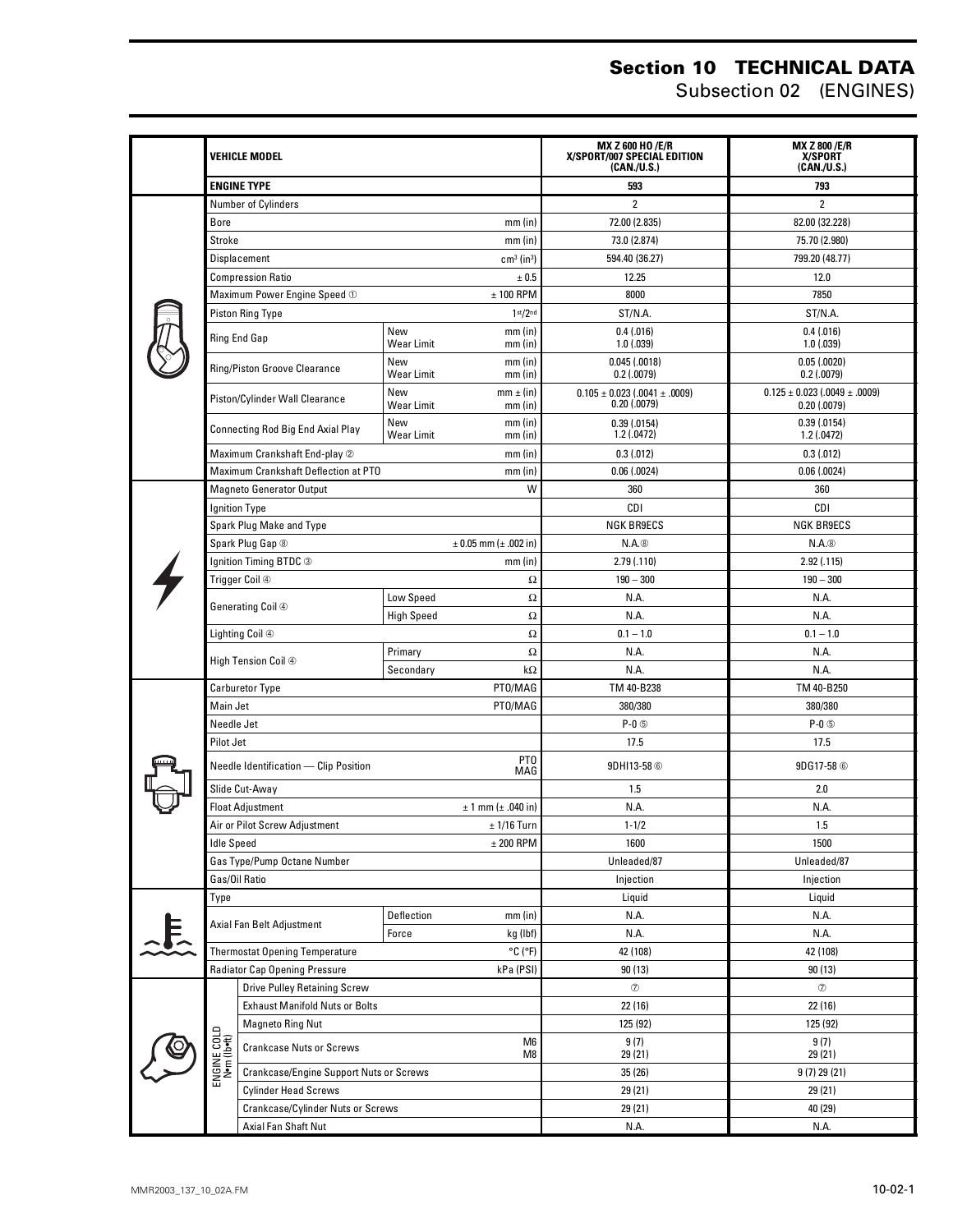# Section 10 TECHNICAL DATA

## Subsection 02 (ENGINES)

| | VEHICLE MODEL | | | MX Z 600 HO /E/R X/SPORT/007 SPECIAL EDITION (CAN./U.S.) | MX Z 800 /E/R X/SPORT (CAN./U.S.) |
|---|---|---|---|---|---|
| | ENGINE TYPE | | | 593 | 793 |
| | Number of Cylinders | | | 2 | 2 |
| | Bore | | mm (in) | 72.00 (2.835) | 82.00 (32.228) |
| | Stroke | | mm (in) | 73.0 (2.874) | 75.70 (2.980) |
| | Displacement | | $cm^3$ ($in^3$) | 594.40 (36.27) | 799.20 (48.77) |
| | Compression Ratio | | ± 0.5 | 12.25 | 12.0 |
| | Maximum Power Engine Speed ① | | ± 100 RPM | 8000 | 7850 |
| | Piston Ring Type | | 1st/2nd | ST/N.A. | ST/N.A. |
| | Ring End Gap | New<br>Wear Limit | mm (in)<br>mm (in) | 0.4 (.016)<br>1.0 (.039) | 0.4 (.016)<br>1.0 (.039) |
| | Ring/Piston Groove Clearance | New<br>Wear Limit | mm (in)<br>mm (in) | 0.045 (.0018)<br>0.2 (.0079) | 0.05 (.0020)<br>0.2 (.0079) |
| | Piston/Cylinder Wall Clearance | New<br>Wear Limit | mm ± (in)<br>mm (in) | 0.105 ± 0.023 (.0041 ± .0009)<br>0.20 (.0079) | 0.125 ± 0.023 (.0049 ± .0009)<br>0.20 (.0079) |
| | Connecting Rod Big End Axial Play | New<br>Wear Limit | mm (in)<br>mm (in) | 0.39 (.0154)<br>1.2 (.0472) | 0.39 (.0154)<br>1.2 (.0472) |
| | Maximum Crankshaft End-play ② | | mm (in) | 0.3 (.012) | 0.3 (.012) |
| | Maximum Crankshaft Deflection at PTO | | mm (in) | 0.06 (.0024) | 0.06 (.0024) |
| | Magneto Generator Output | | W | 360 | 360 |
| | Ignition Type | | | CDI | CDI |
| | Spark Plug Make and Type | | | NGK BR9ECS | NGK BR9ECS |
| | Spark Plug Gap ⑧ | | ± 0.05 mm (± .002 in) | N.A.⑧ | N.A.⑧ |
| | Ignition Timing BTDC ③ | | mm (in) | 2.79 (.110) | 2.92 (.115) |
| | Trigger Coil ④ | | Ω | 190 – 300 | 190 – 300 |
| | Generating Coil ④ | Low Speed | Ω | N.A. | N.A. |
| | | High Speed | Ω | N.A. | N.A. |
| | Lighting Coil ④ | | Ω | 0.1 – 1.0 | 0.1 – 1.0 |
| | High Tension Coil ④ | Primary | Ω | N.A. | N.A. |
| | | Secondary | kΩ | N.A. | N.A. |
| | Carburetor Type | | PTO/MAG | TM 40-B238 | TM 40-B250 |
| | Main Jet | | PTO/MAG | 380/380 | 380/380 |
| | Needle Jet | | | P-0 ⑤ | P-0 ⑤ |
| | Pilot Jet | | | 17.5 | 17.5 |
| | Needle Identification — Clip Position | | PTO<br>MAG | 9DHI13-58 ⑥ | 9DG17-58 ⑥ |
| | Slide Cut-Away | | | 1.5 | 2.0 |
| | Float Adjustment | | ± 1 mm (± .040 in) | N.A. | N.A. |
| | Air or Pilot Screw Adjustment | | ± 1/16 Turn | 1-1/2 | 1.5 |
| | Idle Speed | | ± 200 RPM | 1600 | 1500 |
| | Gas Type/Pump Octane Number | | | Unleaded/87 | Unleaded/87 |
| | Gas/Oil Ratio | | | Injection | Injection |
| | Type | | | Liquid | Liquid |
| | Axial Fan Belt Adjustment | Deflection | mm (in) | N.A. | N.A. |
| | | Force | kg (lbf) | N.A. | N.A. |
| | Thermostat Opening Temperature | | °C (°F) | 42 (108) | 42 (108) |
| | Radiator Cap Opening Pressure | | kPa (PSI) | 90 (13) | 90 (13) |
| ENGINE COLD N•m (lbf•ft) | Drive Pulley Retaining Screw | | | ⑦ | ⑦ |
| | Exhaust Manifold Nuts or Bolts | | | 22 (16) | 22 (16) |
| | Magneto Ring Nut | | | 125 (92) | 125 (92) |
| | Crankcase Nuts or Screws | | M6<br>M8 | 9 (7)<br>29 (21) | 9 (7)<br>29 (21) |
| | Crankcase/Engine Support Nuts or Screws | | | 35 (26) | 9 (7) 29 (21) |
| | Cylinder Head Screws | | | 29 (21) | 29 (21) |
| | Crankcase/Cylinder Nuts or Screws | | | 29 (21) | 40 (29) |
| | Axial Fan Shaft Nut | | | N.A. | N.A. |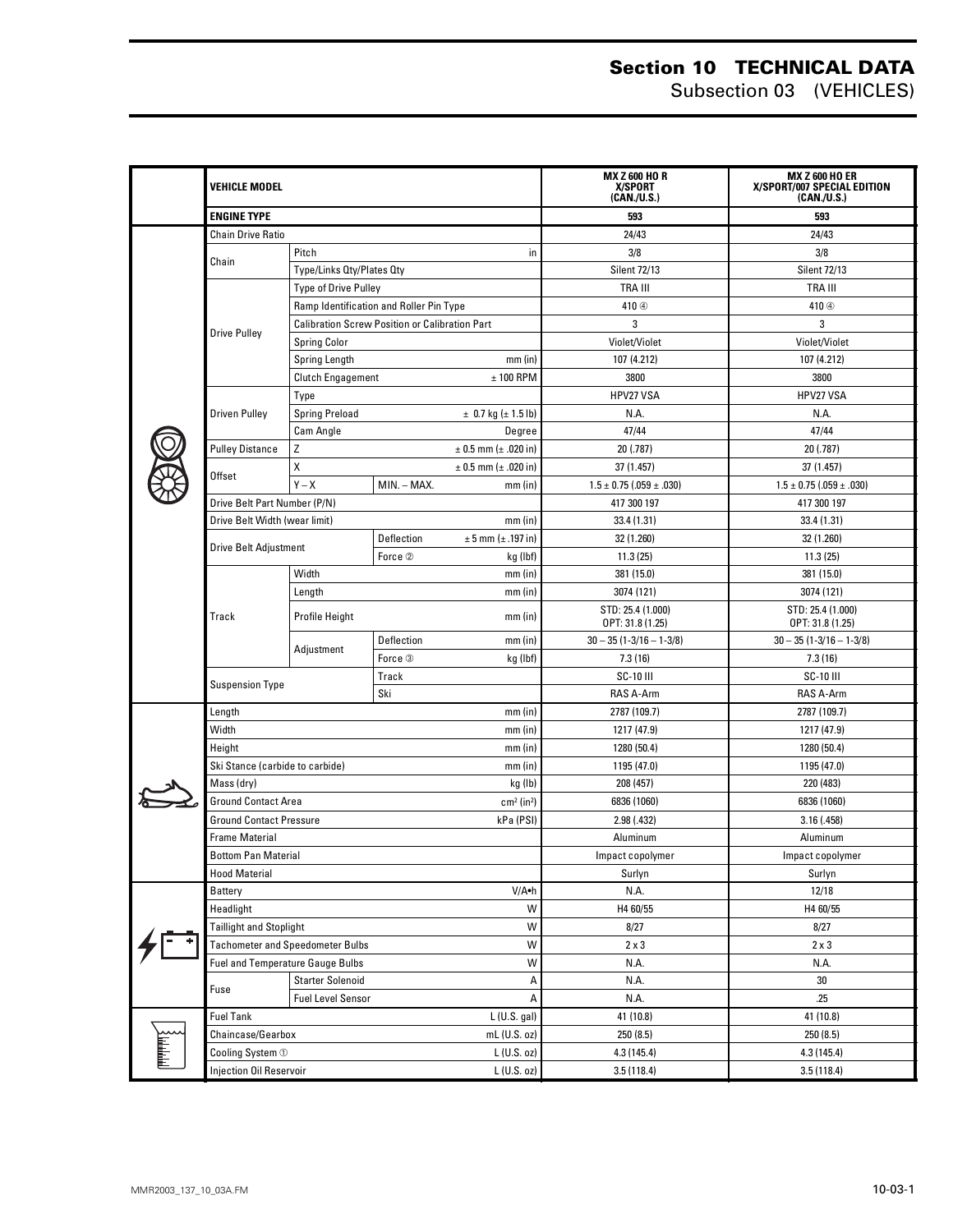# Section 10 TECHNICAL DATA

## Subsection 03 (VEHICLES)

| | VEHICLE MODEL | | | MX Z 600 HO R X/SPORT (CAN./U.S.) | MX Z 600 HO ER X/SPORT/007 SPECIAL EDITION (CAN./U.S.) |
|---|---|---|---|---|---|
| | ENGINE TYPE | | | 593 | 593 |
| | Chain Drive Ratio | | | 24/43 | 24/43 |
| | Chain | Pitch | in | 3/8 | 3/8 |
| | | Type/Links Qty/Plates Qty | | Silent 72/13 | Silent 72/13 |
| | Drive Pulley | Type of Drive Pulley | | TRA III | TRA III |
| | | Ramp Identification and Roller Pin Type | | 410 ④ | 410 ④ |
| | | Calibration Screw Position or Calibration Part | | 3 | 3 |
| | | Spring Color | | Violet/Violet | Violet/Violet |
| | | Spring Length | mm (in) | 107 (4.212) | 107 (4.212) |
| | | Clutch Engagement | ± 100 RPM | 3800 | 3800 |
| | Driven Pulley | Type | | HPV27 VSA | HPV27 VSA |
| | | Spring Preload | ± 0.7 kg (± 1.5 lb) | N.A. | N.A. |
| | | Cam Angle | Degree | 47/44 | 47/44 |
| | Pulley Distance | Z | ± 0.5 mm (± .020 in) | 20 (.787) | 20 (.787) |
| | Offset | X | ± 0.5 mm (± .020 in) | 37 (1.457) | 37 (1.457) |
| | | Y – X | MIN. – MAX. mm (in) | 1.5 ± 0.75 (.059 ± .030) | 1.5 ± 0.75 (.059 ± .030) |
| | Drive Belt Part Number (P/N) | | | 417 300 197 | 417 300 197 |
| | Drive Belt Width (wear limit) | | mm (in) | 33.4 (1.31) | 33.4 (1.31) |
| | Drive Belt Adjustment | Deflection | ± 5 mm (± .197 in) | 32 (1.260) | 32 (1.260) |
| | | Force ② | kg (lbf) | 11.3 (25) | 11.3 (25) |
| | Track | Width | mm (in) | 381 (15.0) | 381 (15.0) |
| | | Length | mm (in) | 3074 (121) | 3074 (121) |
| | | Profile Height | mm (in) | STD: 25.4 (1.000) OPT: 31.8 (1.25) | STD: 25.4 (1.000) OPT: 31.8 (1.25) |
| | | Adjustment Deflection | mm (in) | 30 – 35 (1-3/16 – 1-3/8) | 30 – 35 (1-3/16 – 1-3/8) |
| | | Adjustment Force ③ | kg (lbf) | 7.3 (16) | 7.3 (16) |
| | Suspension Type | Track | | SC-10 III | SC-10 III |
| | | Ski | | RAS A-Arm | RAS A-Arm |
| | Length | | mm (in) | 2787 (109.7) | 2787 (109.7) |
| | Width | | mm (in) | 1217 (47.9) | 1217 (47.9) |
| | Height | | mm (in) | 1280 (50.4) | 1280 (50.4) |
| | Ski Stance (carbide to carbide) | | mm (in) | 1195 (47.0) | 1195 (47.0) |
| | Mass (dry) | | kg (lb) | 208 (457) | 220 (483) |
| | Ground Contact Area | | $cm^2$ ($in^2$) | 6836 (1060) | 6836 (1060) |
| | Ground Contact Pressure | | kPa (PSI) | 2.98 (.432) | 3.16 (.458) |
| | Frame Material | | | Aluminum | Aluminum |
| | Bottom Pan Material | | | Impact copolymer | Impact copolymer |
| | Hood Material | | | Surlyn | Surlyn |
| | Battery | | V/A•h | N.A. | 12/18 |
| | Headlight | | W | H4 60/55 | H4 60/55 |
| | Taillight and Stoplight | | W | 8/27 | 8/27 |
| | Tachometer and Speedometer Bulbs | | W | 2 x 3 | 2 x 3 |
| | Fuel and Temperature Gauge Bulbs | | W | N.A. | N.A. |
| | Fuse | Starter Solenoid | A | N.A. | 30 |
| | | Fuel Level Sensor | A | N.A. | .25 |
| | Fuel Tank | | L (U.S. gal) | 41 (10.8) | 41 (10.8) |
| | Chaincase/Gearbox | | mL (U.S. oz) | 250 (8.5) | 250 (8.5) |
| | Cooling System ① | | L (U.S. oz) | 4.3 (145.4) | 4.3 (145.4) |
| | Injection Oil Reservoir | | L (U.S. oz) | 3.5 (118.4) | 3.5 (118.4) |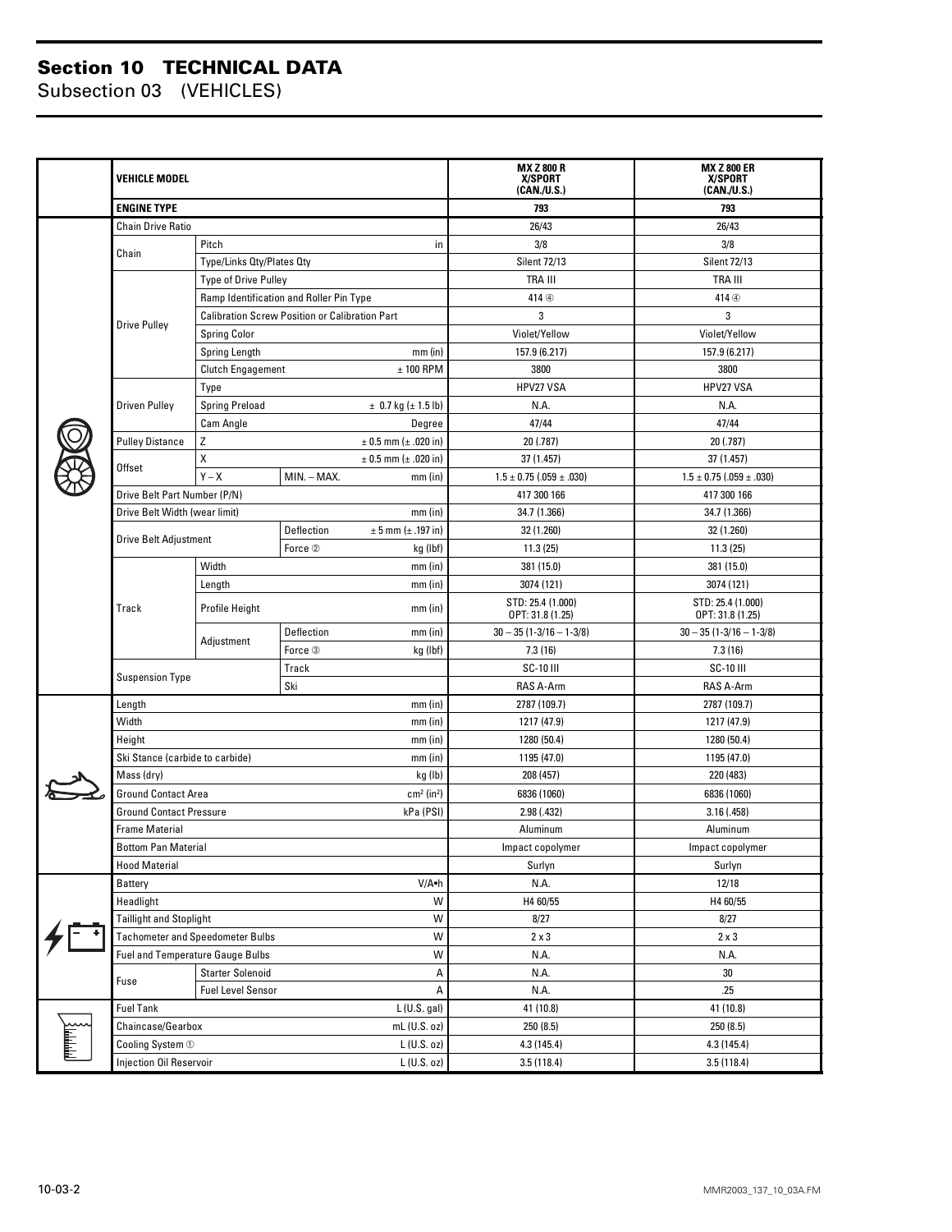# Section 10 TECHNICAL DATA
Subsection 03 (VEHICLES)

| | VEHICLE MODEL | | | MX Z 800 R X/SPORT (CAN./U.S.) | MX Z 800 ER X/SPORT (CAN./U.S.) |
|---|---|---|---|---|---|
| | **ENGINE TYPE** | | | **793** | **793** |
| | Chain Drive Ratio | | | 26/43 | 26/43 |
| | Chain | Pitch | in | 3/8 | 3/8 |
| | | Type/Links Qty/Plates Qty | | Silent 72/13 | Silent 72/13 |
| | Drive Pulley | Type of Drive Pulley | | TRA III | TRA III |
| | | Ramp Identification and Roller Pin Type | | 414 ④ | 414 ④ |
| | | Calibration Screw Position or Calibration Part | | 3 | 3 |
| | | Spring Color | | Violet/Yellow | Violet/Yellow |
| | | Spring Length | mm (in) | 157.9 (6.217) | 157.9 (6.217) |
| | | Clutch Engagement | ± 100 RPM | 3800 | 3800 |
| | Driven Pulley | Type | | HPV27 VSA | HPV27 VSA |
| | | Spring Preload | ± 0.7 kg (± 1.5 lb) | N.A. | N.A. |
| | | Cam Angle | Degree | 47/44 | 47/44 |
| | Pulley Distance | Z | ± 0.5 mm (± .020 in) | 20 (.787) | 20 (.787) |
| | Offset | X | ± 0.5 mm (± .020 in) | 37 (1.457) | 37 (1.457) |
| | | Y – X | MIN. – MAX. mm (in) | 1.5 ± 0.75 (.059 ± .030) | 1.5 ± 0.75 (.059 ± .030) |
| | Drive Belt Part Number (P/N) | | | 417 300 166 | 417 300 166 |
| | Drive Belt Width (wear limit) | | mm (in) | 34.7 (1.366) | 34.7 (1.366) |
| | Drive Belt Adjustment | Deflection | ± 5 mm (± .197 in) | 32 (1.260) | 32 (1.260) |
| | | Force ② | kg (lbf) | 11.3 (25) | 11.3 (25) |
| | Track | Width | mm (in) | 381 (15.0) | 381 (15.0) |
| | | Length | mm (in) | 3074 (121) | 3074 (121) |
| | | Profile Height | mm (in) | STD: 25.4 (1.000) OPT: 31.8 (1.25) | STD: 25.4 (1.000) OPT: 31.8 (1.25) |
| | | Adjustment Deflection | mm (in) | 30 – 35 (1-3/16 – 1-3/8) | 30 – 35 (1-3/16 – 1-3/8) |
| | | Adjustment Force ③ | kg (lbf) | 7.3 (16) | 7.3 (16) |
| | Suspension Type | Track | | SC-10 III | SC-10 III |
| | | Ski | | RAS A-Arm | RAS A-Arm |
| | Length | | mm (in) | 2787 (109.7) | 2787 (109.7) |
| | Width | | mm (in) | 1217 (47.9) | 1217 (47.9) |
| | Height | | mm (in) | 1280 (50.4) | 1280 (50.4) |
| | Ski Stance (carbide to carbide) | | mm (in) | 1195 (47.0) | 1195 (47.0) |
| | Mass (dry) | | kg (lb) | 208 (457) | 220 (483) |
| | Ground Contact Area | | $cm^2$ ($in^2$) | 6836 (1060) | 6836 (1060) |
| | Ground Contact Pressure | | kPa (PSI) | 2.98 (.432) | 3.16 (.458) |
| | Frame Material | | | Aluminum | Aluminum |
| | Bottom Pan Material | | | Impact copolymer | Impact copolymer |
| | Hood Material | | | Surlyn | Surlyn |
| | Battery | | V/A•h | N.A. | 12/18 |
| | Headlight | | W | H4 60/55 | H4 60/55 |
| | Taillight and Stoplight | | W | 8/27 | 8/27 |
| | Tachometer and Speedometer Bulbs | | W | 2 x 3 | 2 x 3 |
| | Fuel and Temperature Gauge Bulbs | | W | N.A. | N.A. |
| | Fuse | Starter Solenoid | A | N.A. | 30 |
| | | Fuel Level Sensor | A | N.A. | .25 |
| | Fuel Tank | | L (U.S. gal) | 41 (10.8) | 41 (10.8) |
| | Chaincase/Gearbox | | mL (U.S. oz) | 250 (8.5) | 250 (8.5) |
| | Cooling System ① | | L (U.S. oz) | 4.3 (145.4) | 4.3 (145.4) |
| | Injection Oil Reservoir | | L (U.S. oz) | 3.5 (118.4) | 3.5 (118.4) |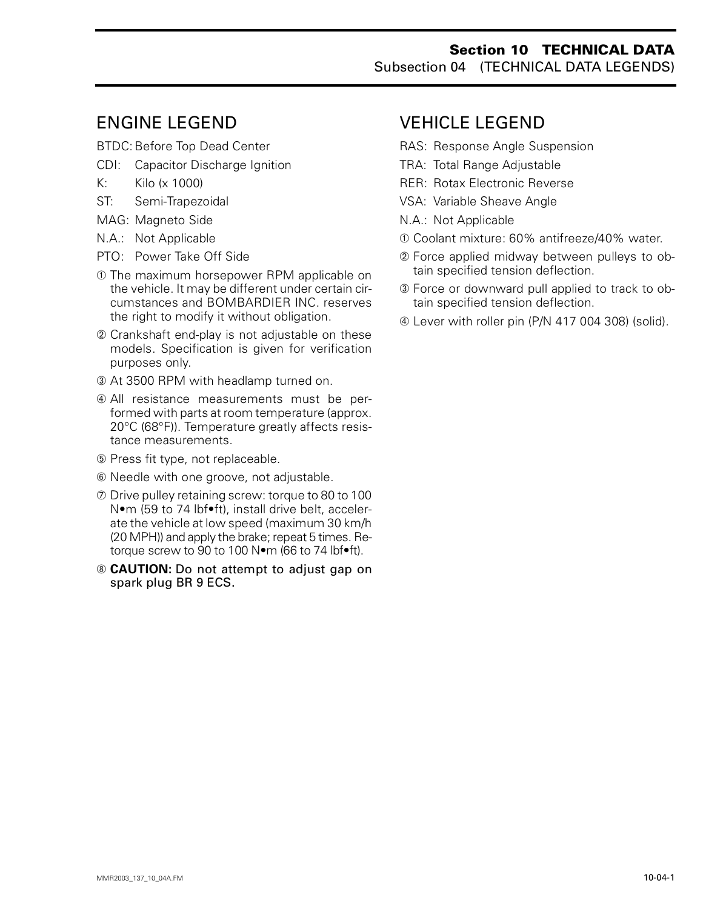## ENGINE LEGEND

BTDC: Before Top Dead Center

CDI: Capacitor Discharge Ignition

K: Kilo (x 1000)

ST: Semi-Trapezoidal

MAG: Magneto Side

N.A.: Not Applicable

PTO: Power Take Off Side

① The maximum horsepower RPM applicable on the vehicle. It may be different under certain circumstances and BOMBARDIER INC. reserves the right to modify it without obligation.

② Crankshaft end-play is not adjustable on these models. Specification is given for verification purposes only.

③ At 3500 RPM with headlamp turned on.

④ All resistance measurements must be performed with parts at room temperature (approx. 20°C (68°F)). Temperature greatly affects resistance measurements.

⑤ Press fit type, not replaceable.

⑥ Needle with one groove, not adjustable.

⑦ Drive pulley retaining screw: torque to 80 to 100 N•m (59 to 74 lbf•ft), install drive belt, accelerate the vehicle at low speed (maximum 30 km/h (20 MPH)) and apply the brake; repeat 5 times. Retorque screw to 90 to 100 N•m (66 to 74 lbf•ft).

⑧ **CAUTION:** Do not attempt to adjust gap on spark plug BR 9 ECS.

## VEHICLE LEGEND

RAS: Response Angle Suspension

TRA: Total Range Adjustable

RER: Rotax Electronic Reverse

VSA: Variable Sheave Angle

N.A.: Not Applicable

① Coolant mixture: 60% antifreeze/40% water.

② Force applied midway between pulleys to obtain specified tension deflection.

③ Force or downward pull applied to track to obtain specified tension deflection.

④ Lever with roller pin (P/N 417 004 308) (solid).